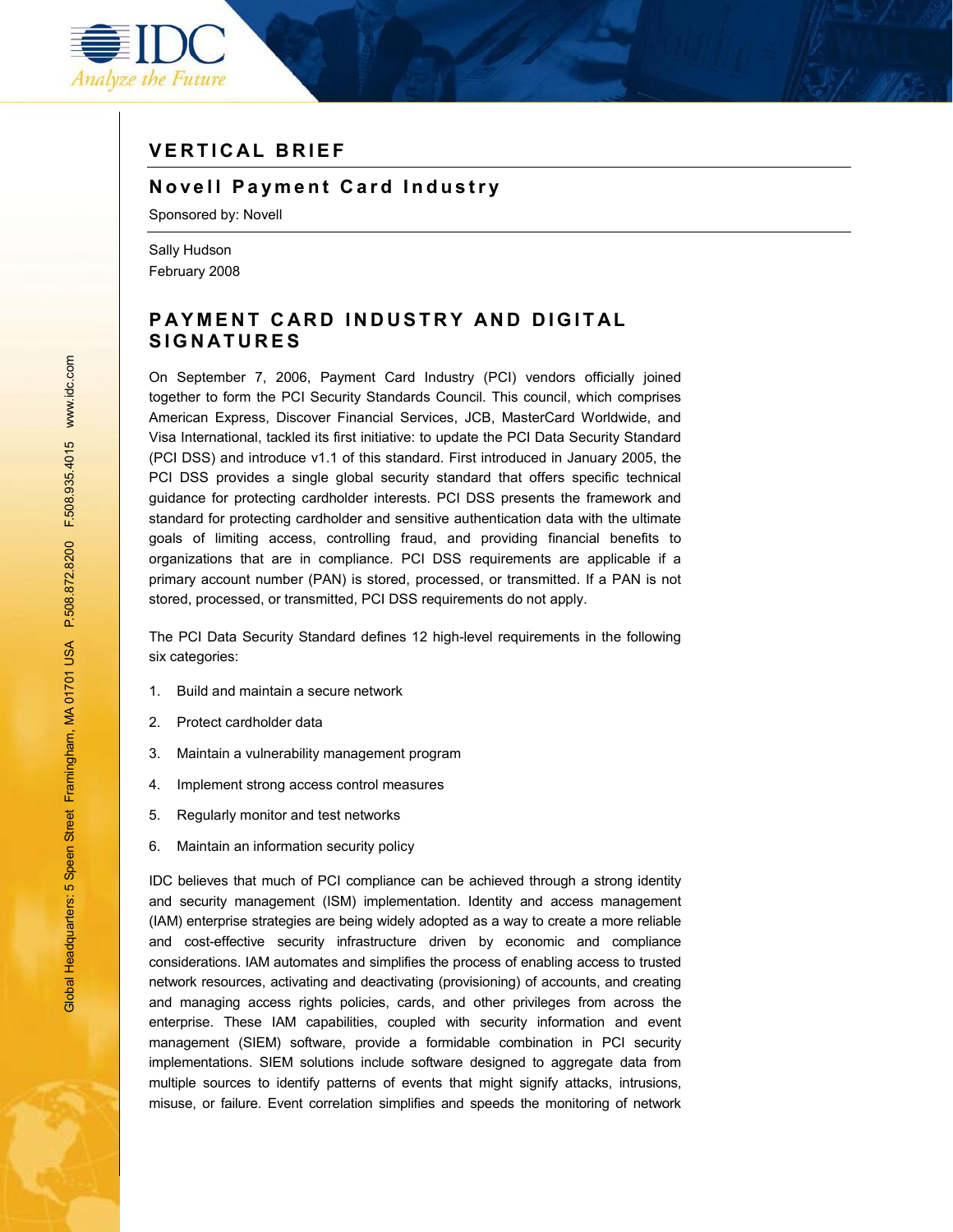# VERTICAL BRIEF

## Novell Payment Card Industry

Sponsored by: Novell

Sally Hudson
February 2008

## PAYMENT CARD INDUSTRY AND DIGITAL SIGNATURES

On September 7, 2006, Payment Card Industry (PCI) vendors officially joined together to form the PCI Security Standards Council. This council, which comprises American Express, Discover Financial Services, JCB, MasterCard Worldwide, and Visa International, tackled its first initiative: to update the PCI Data Security Standard (PCI DSS) and introduce v1.1 of this standard. First introduced in January 2005, the PCI DSS provides a single global security standard that offers specific technical guidance for protecting cardholder interests. PCI DSS presents the framework and standard for protecting cardholder and sensitive authentication data with the ultimate goals of limiting access, controlling fraud, and providing financial benefits to organizations that are in compliance. PCI DSS requirements are applicable if a primary account number (PAN) is stored, processed, or transmitted. If a PAN is not stored, processed, or transmitted, PCI DSS requirements do not apply.

The PCI Data Security Standard defines 12 high-level requirements in the following six categories:

1. Build and maintain a secure network
2. Protect cardholder data
3. Maintain a vulnerability management program
4. Implement strong access control measures
5. Regularly monitor and test networks
6. Maintain an information security policy

IDC believes that much of PCI compliance can be achieved through a strong identity and security management (ISM) implementation. Identity and access management (IAM) enterprise strategies are being widely adopted as a way to create a more reliable and cost-effective security infrastructure driven by economic and compliance considerations. IAM automates and simplifies the process of enabling access to trusted network resources, activating and deactivating (provisioning) of accounts, and creating and managing access rights policies, cards, and other privileges from across the enterprise. These IAM capabilities, coupled with security information and event management (SIEM) software, provide a formidable combination in PCI security implementations. SIEM solutions include software designed to aggregate data from multiple sources to identify patterns of events that might signify attacks, intrusions, misuse, or failure. Event correlation simplifies and speeds the monitoring of network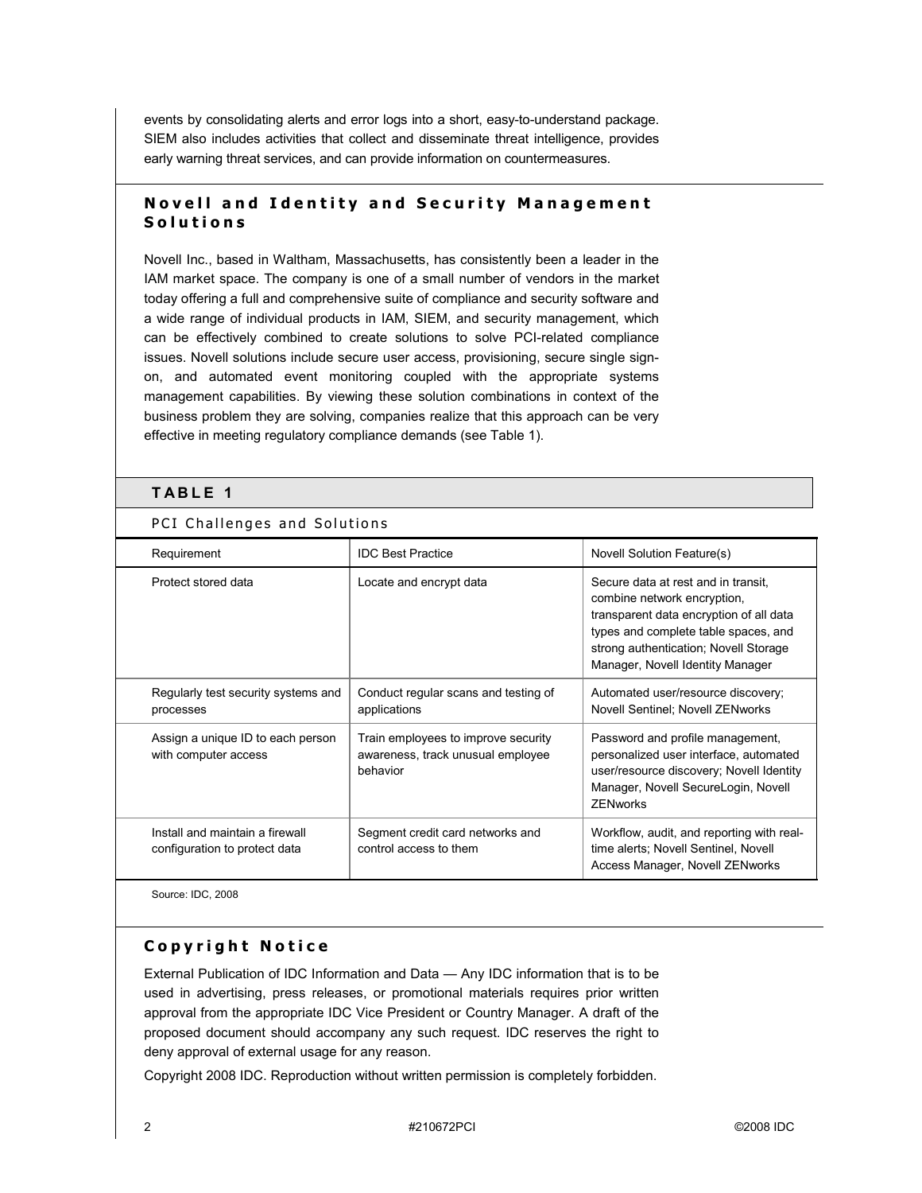events by consolidating alerts and error logs into a short, easy-to-understand package. SIEM also includes activities that collect and disseminate threat intelligence, provides early warning threat services, and can provide information on countermeasures.

## Novell and Identity and Security Management Solutions

Novell Inc., based in Waltham, Massachusetts, has consistently been a leader in the IAM market space. The company is one of a small number of vendors in the market today offering a full and comprehensive suite of compliance and security software and a wide range of individual products in IAM, SIEM, and security management, which can be effectively combined to create solutions to solve PCI-related compliance issues. Novell solutions include secure user access, provisioning, secure single sign-on, and automated event monitoring coupled with the appropriate systems management capabilities. By viewing these solution combinations in context of the business problem they are solving, companies realize that this approach can be very effective in meeting regulatory compliance demands (see Table 1).

**TABLE 1**

PCI Challenges and Solutions

| Requirement | IDC Best Practice | Novell Solution Feature(s) |
|---|---|---|
| Protect stored data | Locate and encrypt data | Secure data at rest and in transit, combine network encryption, transparent data encryption of all data types and complete table spaces, and strong authentication; Novell Storage Manager, Novell Identity Manager |
| Regularly test security systems and processes | Conduct regular scans and testing of applications | Automated user/resource discovery; Novell Sentinel; Novell ZENworks |
| Assign a unique ID to each person with computer access | Train employees to improve security awareness, track unusual employee behavior | Password and profile management, personalized user interface, automated user/resource discovery; Novell Identity Manager, Novell SecureLogin, Novell ZENworks |
| Install and maintain a firewall configuration to protect data | Segment credit card networks and control access to them | Workflow, audit, and reporting with real-time alerts; Novell Sentinel, Novell Access Manager, Novell ZENworks |

Source: IDC, 2008

## Copyright Notice

External Publication of IDC Information and Data — Any IDC information that is to be used in advertising, press releases, or promotional materials requires prior written approval from the appropriate IDC Vice President or Country Manager. A draft of the proposed document should accompany any such request. IDC reserves the right to deny approval of external usage for any reason.

Copyright 2008 IDC. Reproduction without written permission is completely forbidden.